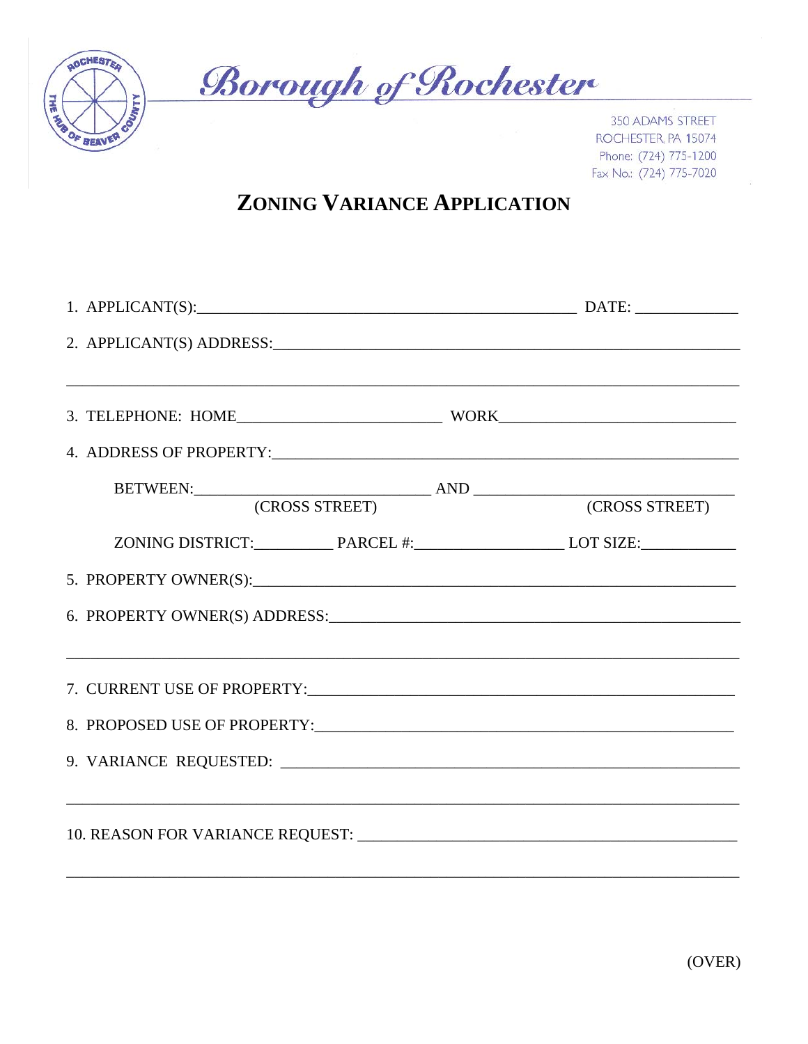# Borough of Rochester

350 ADAMS STREET
ROCHESTER, PA 15074
Phone: (724) 775-1200
Fax No.: (724) 775-7020

## ZONING VARIANCE APPLICATION

1. APPLICANT(S):_______________________________________________ DATE: ____________

2. APPLICANT(S) ADDRESS:_______________________________________________________

_____________________________________________________________________________

3. TELEPHONE: HOME_________________________ WORK_____________________________

4. ADDRESS OF PROPERTY:_______________________________________________________

   BETWEEN:_____________________________ AND ________________________________
   (CROSS STREET) (CROSS STREET)

   ZONING DISTRICT:__________ PARCEL #:__________________ LOT SIZE:____________

5. PROPERTY OWNER(S):_________________________________________________________

6. PROPERTY OWNER(S) ADDRESS:__________________________________________________

_____________________________________________________________________________

7. CURRENT USE OF PROPERTY:____________________________________________________

8. PROPOSED USE OF PROPERTY:___________________________________________________

9. VARIANCE REQUESTED: _______________________________________________________

_____________________________________________________________________________

10. REASON FOR VARIANCE REQUEST: ______________________________________________

_____________________________________________________________________________

(OVER)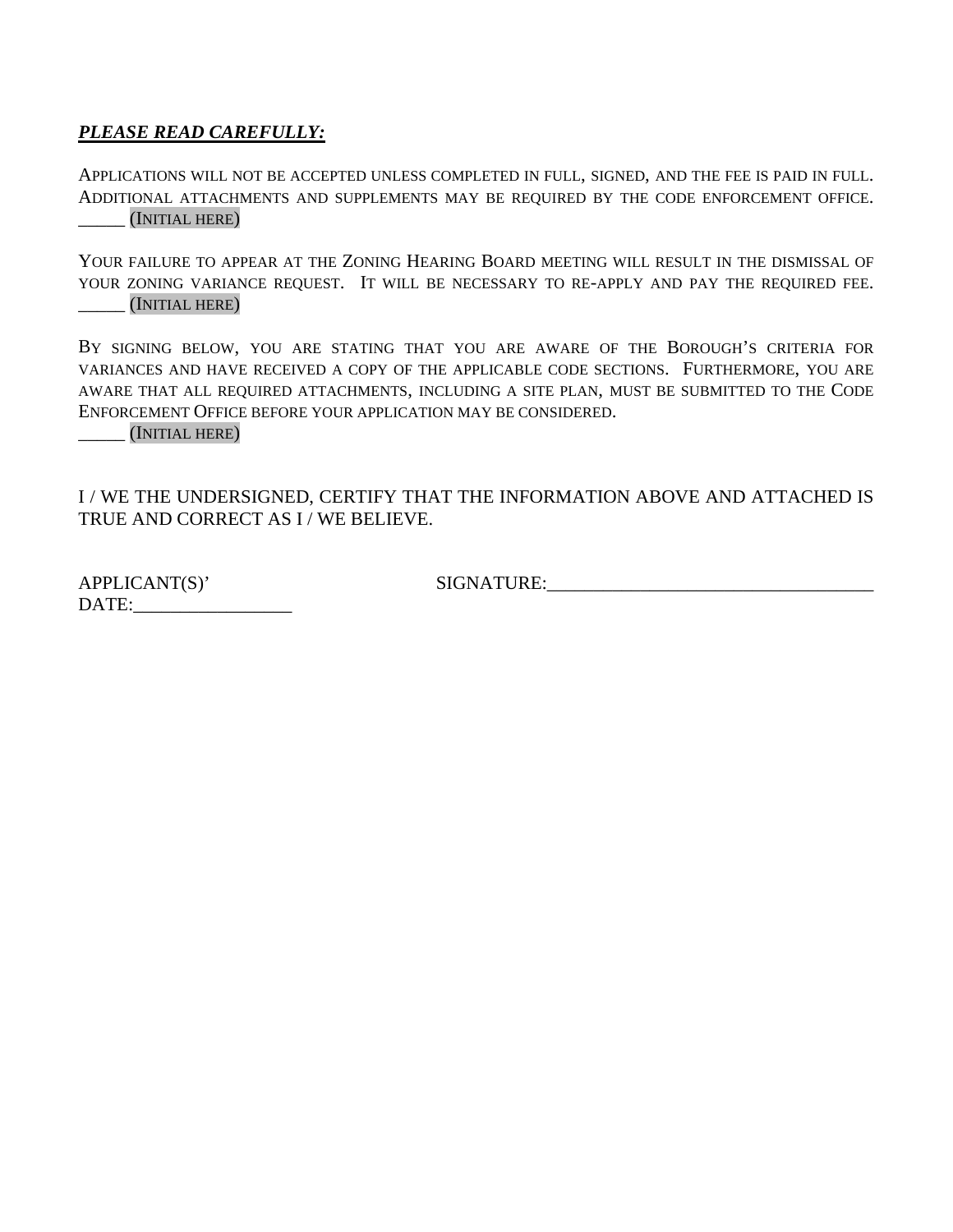***PLEASE READ CAREFULLY:***

APPLICATIONS WILL NOT BE ACCEPTED UNLESS COMPLETED IN FULL, SIGNED, AND THE FEE IS PAID IN FULL. ADDITIONAL ATTACHMENTS AND SUPPLEMENTS MAY BE REQUIRED BY THE CODE ENFORCEMENT OFFICE. _____ (INITIAL HERE)

YOUR FAILURE TO APPEAR AT THE ZONING HEARING BOARD MEETING WILL RESULT IN THE DISMISSAL OF YOUR ZONING VARIANCE REQUEST. IT WILL BE NECESSARY TO RE-APPLY AND PAY THE REQUIRED FEE. _____ (INITIAL HERE)

BY SIGNING BELOW, YOU ARE STATING THAT YOU ARE AWARE OF THE BOROUGH'S CRITERIA FOR VARIANCES AND HAVE RECEIVED A COPY OF THE APPLICABLE CODE SECTIONS. FURTHERMORE, YOU ARE AWARE THAT ALL REQUIRED ATTACHMENTS, INCLUDING A SITE PLAN, MUST BE SUBMITTED TO THE CODE ENFORCEMENT OFFICE BEFORE YOUR APPLICATION MAY BE CONSIDERED.
_____ (INITIAL HERE)

I / WE THE UNDERSIGNED, CERTIFY THAT THE INFORMATION ABOVE AND ATTACHED IS TRUE AND CORRECT AS I / WE BELIEVE.

APPLICANT(S)' SIGNATURE:__________________________________

DATE:________________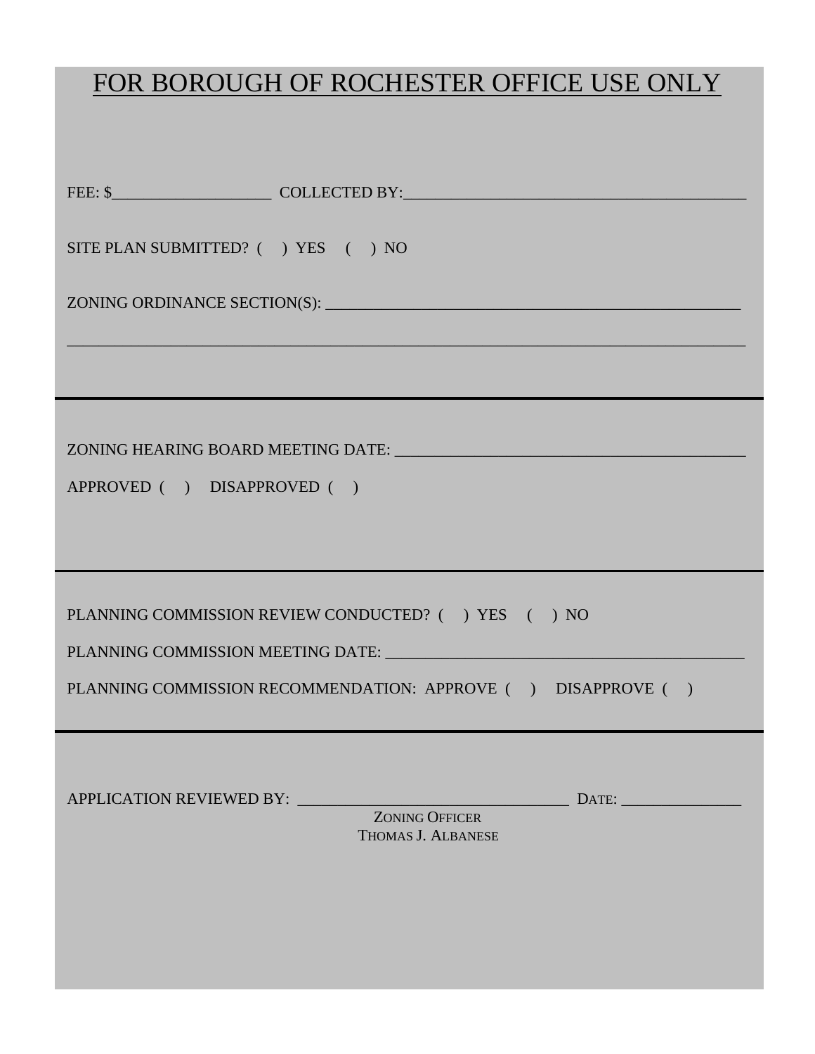# FOR BOROUGH OF ROCHESTER OFFICE USE ONLY

FEE: $____________________ COLLECTED BY:____________________________________________

SITE PLAN SUBMITTED? ( ) YES ( ) NO

ZONING ORDINANCE SECTION(S): ______________________________________________________

________________________________________________________________________________

---

ZONING HEARING BOARD MEETING DATE: ____________________________________________

APPROVED ( ) DISAPPROVED ( )

---

PLANNING COMMISSION REVIEW CONDUCTED? ( ) YES ( ) NO

PLANNING COMMISSION MEETING DATE: ____________________________________________

PLANNING COMMISSION RECOMMENDATION: APPROVE ( ) DISAPPROVE ( )

---

APPLICATION REVIEWED BY: ________________________________ DATE: _______________

ZONING OFFICER
THOMAS J. ALBANESE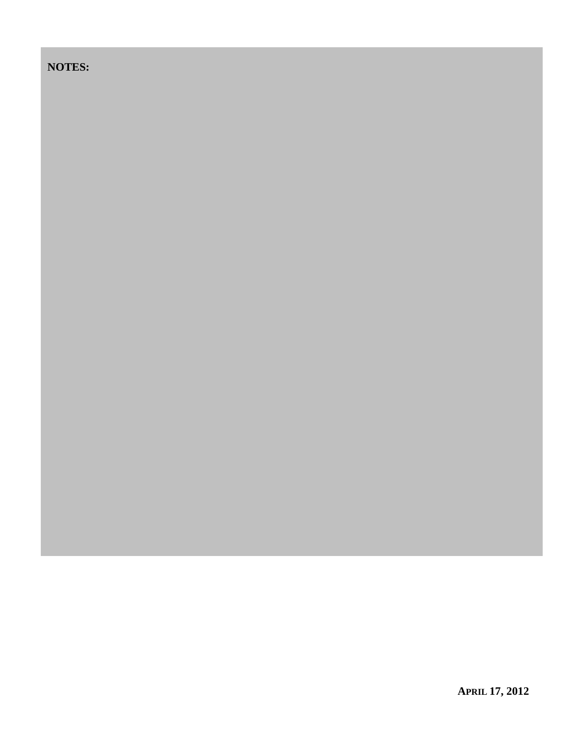**NOTES:**